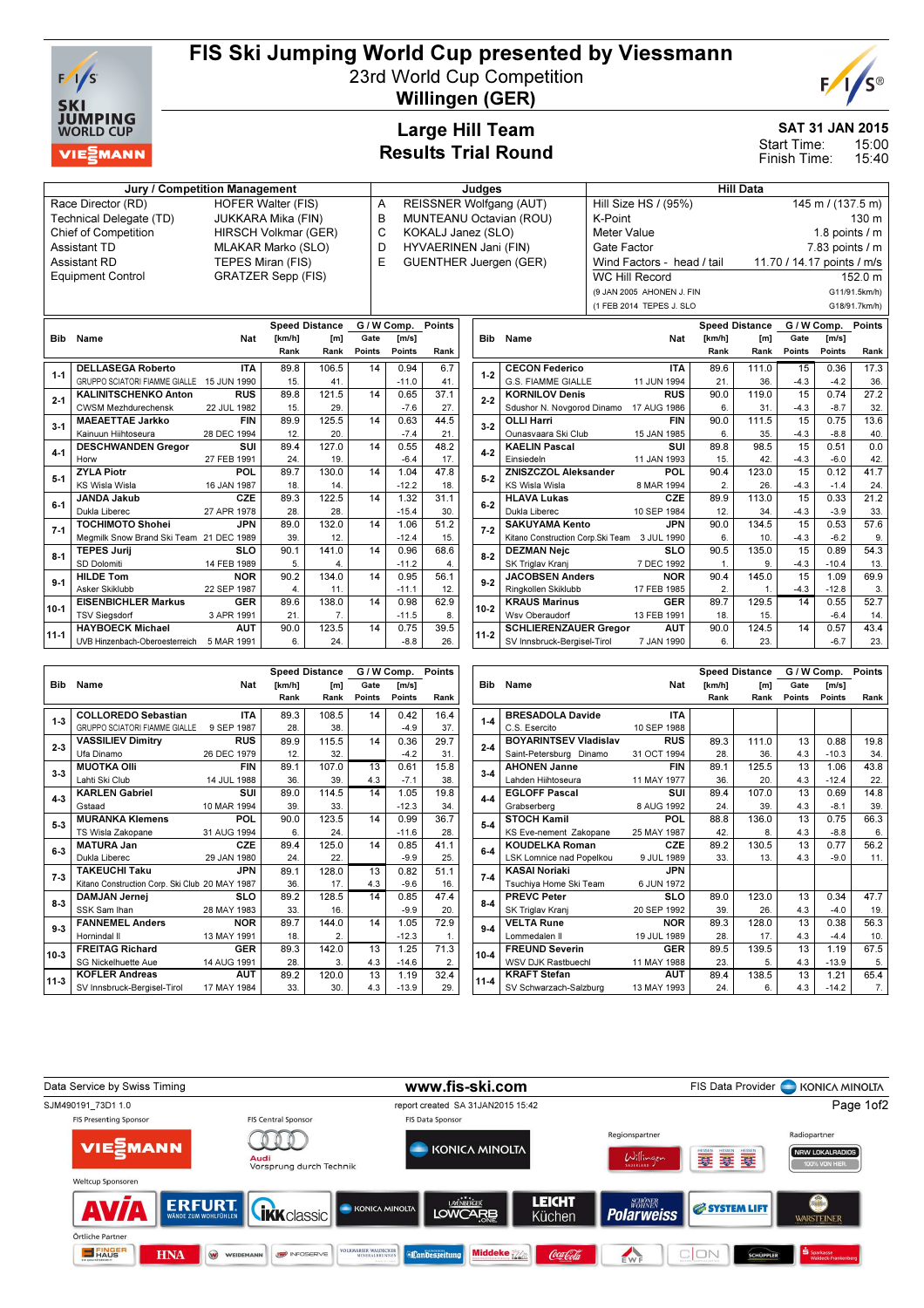# FIS Ski Jumping World Cup presented by Viessmann

## 23rd World Cup Competition

## Willingen (GER)

## Large Hill Team

## Results Trial Round

SAT 31 JAN 2015

Start Time: 15:00

Finish Time: 15:40

| Jury / Competition Management | | Judges | | Hill Data | |
|---|---|---|---|---|---|
| Race Director (RD) | HOFER Walter (FIS) | A | REISSNER Wolfgang (AUT) | Hill Size HS / (95%) | 145 m / (137.5 m) |
| Technical Delegate (TD) | JUKKARA Mika (FIN) | B | MUNTEANU Octavian (ROU) | K-Point | 130 m |
| Chief of Competition | HIRSCH Volkmar (GER) | C | KOKALJ Janez (SLO) | Meter Value | 1.8 points / m |
| Assistant TD | MLAKAR Marko (SLO) | D | HYVAERINEN Jani (FIN) | Gate Factor | 7.83 points / m |
| Assistant RD | TEPES Miran (FIS) | E | GUENTHER Juergen (GER) | Wind Factors - head / tail | 11.70 / 14.17 points / m/s |
| Equipment Control | GRATZER Sepp (FIS) | | | WC Hill Record | 152.0 m |
| | | | | (9 JAN 2005 AHONEN J. FIN | G11/91.5km/h) |
| | | | | (1 FEB 2014 TEPES J. SLO | G18/91.7km/h) |

| Bib | Name | Nat | Speed [km/h] | Distance [m] | Gate | Wind [m/s] | Points |
|---|---|---|---|---|---|---|---|
| | Club | Date of birth | Rank | Rank | Gate Points | Wind Points | Rank |
| 1-1 | DELLASEGA Roberto | ITA | 89.8 | 106.5 | 14 | 0.94 | 6.7 |
| | GRUPPO SCIATORI FIAMME GIALLE | 15 JUN 1990 | 15. | 41. | | -11.0 | 41. |
| 2-1 | KALINITSCHENKO Anton | RUS | 89.8 | 121.5 | 14 | 0.65 | 37.1 |
| | CWSM Mezhdurechensk | 22 JUL 1982 | 15. | 29. | | -7.6 | 27. |
| 3-1 | MAEAETTAE Jarkko | FIN | 89.9 | 125.5 | 14 | 0.63 | 44.5 |
| | Kainuun Hiihtoseura | 28 DEC 1994 | 12. | 20. | | -7.4 | 21. |
| 4-1 | DESCHWANDEN Gregor | SUI | 89.4 | 127.0 | 14 | 0.55 | 48.2 |
| | Horw | 27 FEB 1991 | 24. | 19. | | -6.4 | 17. |
| 5-1 | ZYLA Piotr | POL | 89.7 | 130.0 | 14 | 1.04 | 47.8 |
| | KS Wisla Wisla | 16 JAN 1987 | 18. | 14. | | -12.2 | 18. |
| 6-1 | JANDA Jakub | CZE | 89.3 | 122.5 | 14 | 1.32 | 31.1 |
| | Dukla Liberec | 27 APR 1978 | 28. | 28. | | -15.4 | 30. |
| 7-1 | TOCHIMOTO Shohei | JPN | 89.0 | 132.0 | 14 | 1.06 | 51.2 |
| | Megmilk Snow Brand Ski Team | 21 DEC 1989 | 39. | 12. | | -12.4 | 15. |
| 8-1 | TEPES Jurij | SLO | 90.1 | 141.0 | 14 | 0.96 | 68.6 |
| | SD Dolomiti | 14 FEB 1989 | 5. | 4. | | -11.2 | 4. |
| 9-1 | HILDE Tom | NOR | 90.2 | 134.0 | 14 | 0.95 | 56.1 |
| | Asker Skiklubb | 22 SEP 1987 | 4. | 11. | | -11.1 | 12. |
| 10-1 | EISENBICHLER Markus | GER | 89.6 | 138.0 | 14 | 0.98 | 62.9 |
| | TSV Siegsdorf | 3 APR 1991 | 21. | 7. | | -11.5 | 8. |
| 11-1 | HAYBOECK Michael | AUT | 90.0 | 123.5 | 14 | 0.75 | 39.5 |
| | UVB Hinzenbach-Oberoesterreich | 5 MAR 1991 | 6. | 24. | | -8.8 | 26. |

| Bib | Name | Nat | Speed [km/h] | Distance [m] | Gate | Wind [m/s] | Points |
|---|---|---|---|---|---|---|---|
| | Club | Date of birth | Rank | Rank | Gate Points | Wind Points | Rank |
| 1-2 | CECON Federico | ITA | 89.6 | 111.0 | 15 | 0.36 | 17.3 |
| | G.S. FIAMME GIALLE | 11 JUN 1994 | 21. | 36. | -4.3 | -4.2 | 36. |
| 2-2 | KORNILOV Denis | RUS | 90.0 | 119.0 | 15 | 0.74 | 27.2 |
| | Sdushor N. Novgorod Dinamo | 17 AUG 1986 | 6. | 31. | -4.3 | -8.7 | 32. |
| 3-2 | OLLI Harri | FIN | 90.0 | 111.5 | 15 | 0.75 | 13.6 |
| | Ounasvaara Ski Club | 15 JAN 1985 | 6. | 35. | -4.3 | -8.8 | 40. |
| 4-2 | KAELIN Pascal | SUI | 89.8 | 98.5 | 15 | 0.51 | 0.0 |
| | Einsiedeln | 11 JAN 1993 | 15. | 42. | -4.3 | -6.0 | 42. |
| 5-2 | ZNISZCZOL Aleksander | POL | 90.4 | 123.0 | 15 | 0.12 | 41.7 |
| | KS Wisla Wisla | 8 MAR 1994 | 2. | 26. | -4.3 | -1.4 | 24. |
| 6-2 | HLAVA Lukas | CZE | 89.9 | 113.0 | 15 | 0.33 | 21.2 |
| | Dukla Liberec | 10 SEP 1984 | 12. | 34. | -4.3 | -3.9 | 33. |
| 7-2 | SAKUYAMA Kento | JPN | 90.0 | 134.5 | 15 | 0.53 | 57.6 |
| | Kitano Construction Corp.Ski Team | 3 JUL 1990 | 6. | 10. | -4.3 | -6.2 | 9. |
| 8-2 | DEZMAN Nejc | SLO | 90.5 | 135.0 | 15 | 0.89 | 54.3 |
| | SK Triglav Kranj | 7 DEC 1992 | 1. | 9. | -4.3 | -10.4 | 13. |
| 9-2 | JACOBSEN Anders | NOR | 90.4 | 145.0 | 15 | 1.09 | 69.9 |
| | Ringkollen Skiklubb | 17 FEB 1985 | 2. | 1. | -4.3 | -12.8 | 3. |
| 10-2 | KRAUS Marinus | GER | 89.7 | 129.5 | 14 | 0.55 | 52.7 |
| | Wsv Oberaudorf | 13 FEB 1991 | 18. | 15. | | -6.4 | 14. |
| 11-2 | SCHLIERENZAUER Gregor | AUT | 90.0 | 124.5 | 14 | 0.57 | 43.4 |
| | SV Innsbruck-Bergisel-Tirol | 7 JAN 1990 | 6. | 23. | | -6.7 | 23. |

| Bib | Name | Nat | Speed [km/h] | Distance [m] | Gate | Wind [m/s] | Points |
|---|---|---|---|---|---|---|---|
| | Club | Date of birth | Rank | Rank | Gate Points | Wind Points | Rank |
| 1-3 | COLLOREDO Sebastian | ITA | 89.3 | 108.5 | 14 | 0.42 | 16.4 |
| | GRUPPO SCIATORI FIAMME GIALLE | 9 SEP 1987 | 28. | 38. | | -4.9 | 37. |
| 2-3 | VASSILIEV Dimitry | RUS | 89.9 | 115.5 | 14 | 0.36 | 29.7 |
| | Ufa Dinamo | 26 DEC 1979 | 12. | 32. | | -4.2 | 31. |
| 3-3 | MUOTKA Olli | FIN | 89.1 | 107.0 | 13 | 0.61 | 15.8 |
| | Lahti Ski Club | 14 JUL 1988 | 36. | 39. | 4.3 | -7.1 | 38. |
| 4-3 | KARLEN Gabriel | SUI | 89.0 | 114.5 | 14 | 1.05 | 19.8 |
| | Gstaad | 10 MAR 1994 | 39. | 33. | | -12.3 | 34. |
| 5-3 | MURANKA Klemens | POL | 90.0 | 123.5 | 14 | 0.99 | 36.7 |
| | TS Wisla Zakopane | 31 AUG 1994 | 6. | 24. | | -11.6 | 28. |
| 6-3 | MATURA Jan | CZE | 89.4 | 125.0 | 14 | 0.85 | 41.1 |
| | Dukla Liberec | 29 JAN 1980 | 24. | 22. | | -9.9 | 25. |
| 7-3 | TAKEUCHI Taku | JPN | 89.1 | 128.0 | 13 | 0.82 | 51.1 |
| | Kitano Construction Corp. Ski Club | 20 MAY 1987 | 36. | 17. | 4.3 | -9.6 | 16. |
| 8-3 | DAMJAN Jernej | SLO | 89.2 | 128.5 | 14 | 0.85 | 47.4 |
| | SSK Sam Ihan | 28 MAY 1983 | 33. | 16. | | -9.9 | 20. |
| 9-3 | FANNEMEL Anders | NOR | 89.7 | 144.0 | 14 | 1.05 | 72.9 |
| | Hornindal Il | 13 MAY 1991 | 18. | 2. | | -12.3 | 1. |
| 10-3 | FREITAG Richard | GER | 89.3 | 142.0 | 13 | 1.25 | 71.3 |
| | SG Nickelhuette Aue | 14 AUG 1991 | 28. | 3. | 4.3 | -14.6 | 2. |
| 11-3 | KOFLER Andreas | AUT | 89.2 | 120.0 | 13 | 1.19 | 32.4 |
| | SV Innsbruck-Bergisel-Tirol | 17 MAY 1984 | 33. | 30. | 4.3 | -13.9 | 29. |

| Bib | Name | Nat | Speed [km/h] | Distance [m] | Gate | Wind [m/s] | Points |
|---|---|---|---|---|---|---|---|
| | Club | Date of birth | Rank | Rank | Gate Points | Wind Points | Rank |
| 1-4 | BRESADOLA Davide | ITA | | | | | |
| | C.S. Esercito | 10 SEP 1988 | | | | | |
| 2-4 | BOYARINTSEV Vladislav | RUS | 89.3 | 111.0 | 13 | 0.88 | 19.8 |
| | Saint-Petersburg Dinamo | 31 OCT 1994 | 28. | 36. | 4.3 | -10.3 | 34. |
| 3-4 | AHONEN Janne | FIN | 89.1 | 125.5 | 13 | 1.06 | 43.8 |
| | Lahden Hiihtoseura | 11 MAY 1977 | 36. | 20. | 4.3 | -12.4 | 22. |
| 4-4 | EGLOFF Pascal | SUI | 89.4 | 107.0 | 13 | 0.69 | 14.8 |
| | Grabserberg | 8 AUG 1992 | 24. | 39. | 4.3 | -8.1 | 39. |
| 5-4 | STOCH Kamil | POL | 88.8 | 136.0 | 13 | 0.75 | 66.3 |
| | KS Eve-nement Zakopane | 25 MAY 1987 | 42. | 8. | 4.3 | -8.8 | 6. |
| 6-4 | KOUDELKA Roman | CZE | 89.2 | 130.5 | 13 | 0.77 | 56.2 |
| | LSK Lomnice nad Popelkou | 9 JUL 1989 | 33. | 13. | 4.3 | -9.0 | 11. |
| 7-4 | KASAI Noriaki | JPN | | | | | |
| | Tsuchiya Home Ski Team | 6 JUN 1972 | | | | | |
| 8-4 | PREVC Peter | SLO | 89.0 | 123.0 | 13 | 0.34 | 47.7 |
| | SK Triglav Kranj | 20 SEP 1992 | 39. | 26. | 4.3 | -4.0 | 19. |
| 9-4 | VELTA Rune | NOR | 89.3 | 128.0 | 13 | 0.38 | 56.3 |
| | Lommedalen Il | 19 JUL 1989 | 28. | 17. | 4.3 | -4.4 | 10. |
| 10-4 | FREUND Severin | GER | 89.5 | 139.5 | 13 | 1.19 | 67.5 |
| | WSV DJK Rastbuechl | 11 MAY 1988 | 23. | 5. | 4.3 | -13.9 | 5. |
| 11-4 | KRAFT Stefan | AUT | 89.4 | 138.5 | 13 | 1.21 | 65.4 |
| | SV Schwarzach-Salzburg | 13 MAY 1993 | 24. | 6. | 4.3 | -14.2 | 7. |

Data Service by Swiss Timing — www.fis-ski.com — FIS Data Provider KONICA MINOLTA

SJM490191_73D1 1.0 — report created SA 31JAN2015 15:42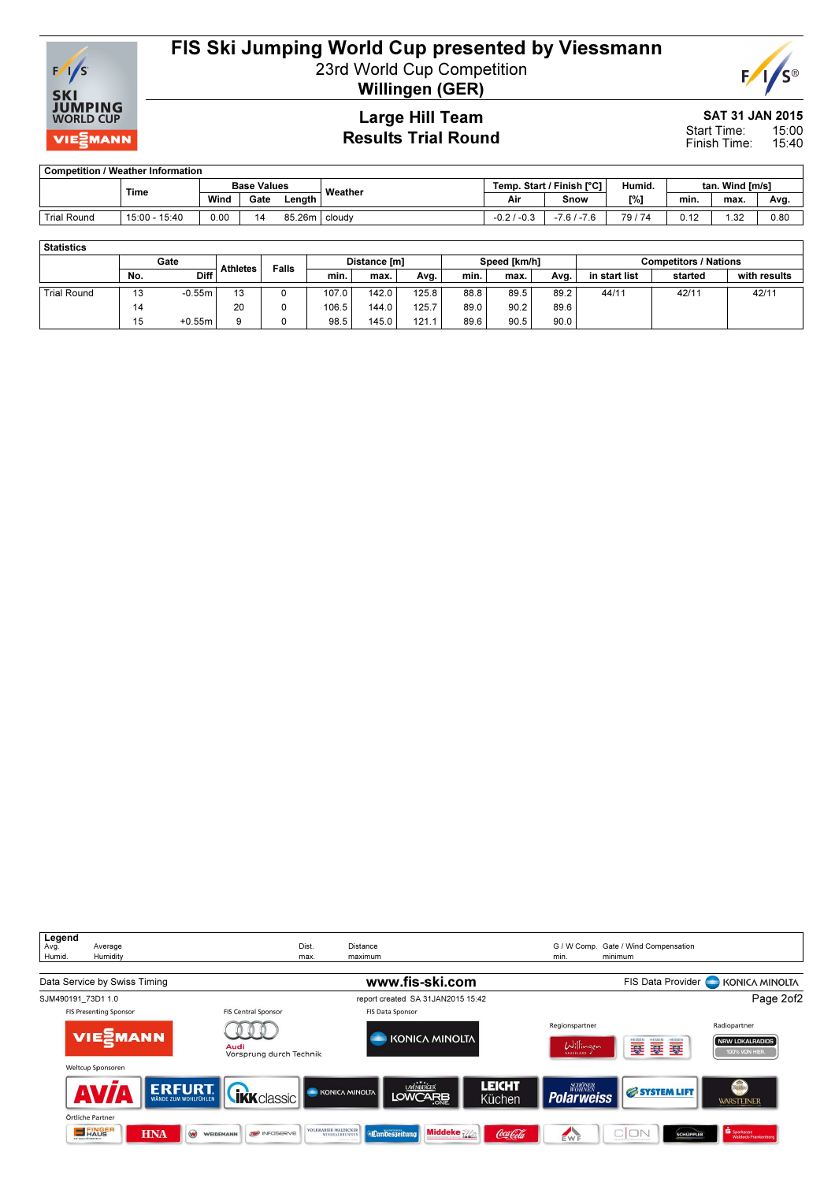# FIS Ski Jumping World Cup presented by Viessmann

23rd World Cup Competition

**Willingen (GER)**

## Large Hill Team
## Results Trial Round

**SAT 31 JAN 2015**
Start Time: 15:00
Finish Time: 15:40

**Competition / Weather Information**

| | Time | Base Values | | | Weather | Temp. Start / Finish [°C] | | Humid. | tan. Wind [m/s] | | |
|---|---|---|---|---|---|---|---|---|---|---|---|
| | | Wind | Gate | Length | | Air | Snow | [%] | min. | max. | Avg. |
| Trial Round | 15:00 - 15:40 | 0.00 | 14 | 85.26m | cloudy | -0.2 / -0.3 | -7.6 / -7.6 | 79 / 74 | 0.12 | 1.32 | 0.80 |

**Statistics**

| | Gate | | Athletes | Falls | Distance [m] | | | Speed [km/h] | | | Competitors / Nations | | |
|---|---|---|---|---|---|---|---|---|---|---|---|---|---|
| | No. | Diff | | | min. | max. | Avg. | min. | max. | Avg. | in start list | started | with results |
| Trial Round | 13 | -0.55m | 13 | 0 | 107.0 | 142.0 | 125.8 | 88.8 | 89.5 | 89.2 | 44/11 | 42/11 | 42/11 |
| | 14 | | 20 | 0 | 106.5 | 144.0 | 125.7 | 89.0 | 90.2 | 89.6 | | | |
| | 15 | +0.55m | 9 | 0 | 98.5 | 145.0 | 121.1 | 89.6 | 90.5 | 90.0 | | | |

**Legend**

| | | | | | |
|---|---|---|---|---|---|
| Avg. | Average | Dist. | Distance | G / W Comp. | Gate / Wind Compensation |
| Humid. | Humidity | max. | maximum | min. | minimum |

Data Service by Swiss Timing — www.fis-ski.com — FIS Data Provider KONICA MINOLTA

SJM490191_73D1 1.0 — report created SA 31JAN2015 15:42